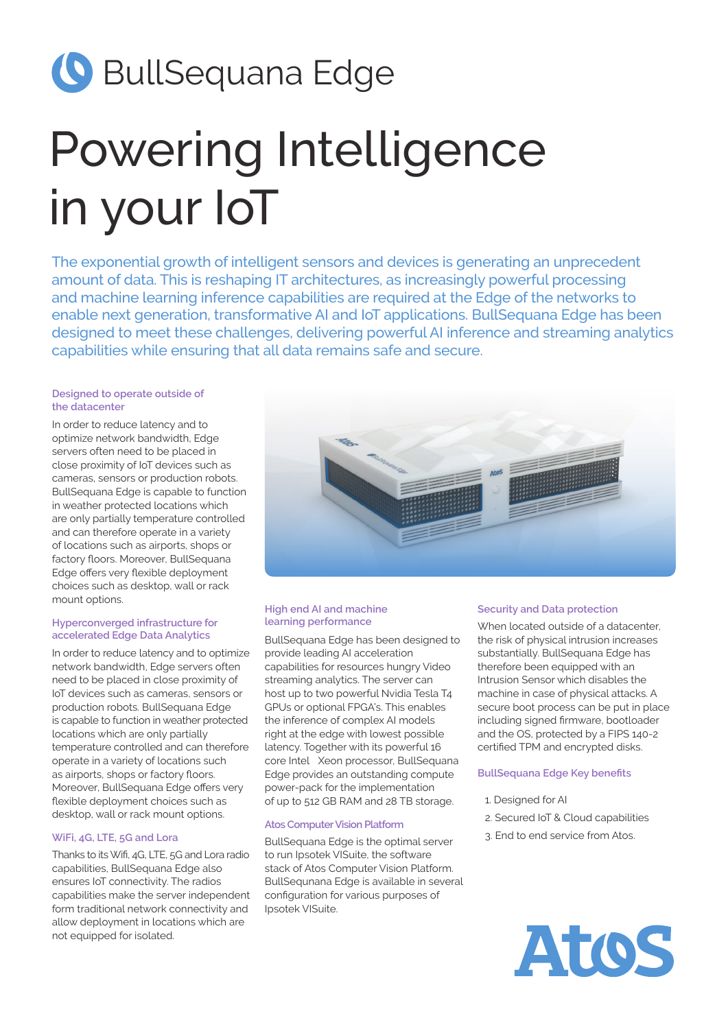# BullSequana Edge

# Powering Intelligence in your IoT

The exponential growth of intelligent sensors and devices is generating an unprecedent amount of data. This is reshaping IT architectures, as increasingly powerful processing and machine learning inference capabilities are required at the Edge of the networks to enable next generation, transformative AI and IoT applications. BullSequana Edge has been designed to meet these challenges, delivering powerful AI inference and streaming analytics capabilities while ensuring that all data remains safe and secure.

### Designed to operate outside of the datacenter

In order to reduce latency and to optimize network bandwidth, Edge servers often need to be placed in close proximity of IoT devices such as cameras, sensors or production robots. BullSequana Edge is capable to function in weather protected locations which are only partially temperature controlled and can therefore operate in a variety of locations such as airports, shops or factory floors. Moreover, BullSequana Edge offers very flexible deployment choices such as desktop, wall or rack mount options.

### Hyperconverged infrastructure for accelerated Edge Data Analytics

In order to reduce latency and to optimize network bandwidth, Edge servers often need to be placed in close proximity of IoT devices such as cameras, sensors or production robots. BullSequana Edge is capable to function in weather protected locations which are only partially temperature controlled and can therefore operate in a variety of locations such as airports, shops or factory floors. Moreover, BullSequana Edge offers very flexible deployment choices such as desktop, wall or rack mount options.

### WiFi, 4G, LTE, 5G and Lora

Thanks to its Wifi, 4G, LTE, 5G and Lora radio capabilities, BullSequana Edge also ensures IoT connectivity. The radios capabilities make the server independent form traditional network connectivity and allow deployment in locations which are not equipped for isolated.

### High end AI and machine learning performance

BullSequana Edge has been designed to provide leading AI acceleration capabilities for resources hungry Video streaming analytics. The server can host up to two powerful Nvidia Tesla T4 GPUs or optional FPGA's. This enables the inference of complex AI models right at the edge with lowest possible latency. Together with its powerful 16 core Intel Xeon processor, BullSequana Edge provides an outstanding compute power-pack for the implementation of up to 512 GB RAM and 28 TB storage.

### Atos Computer Vision Platform

BullSequana Edge is the optimal server to run Ipsotek VISuite, the software stack of Atos Computer Vision Platform. BullSequnana Edge is available in several configuration for various purposes of Ipsotek VISuite.

### Security and Data protection

When located outside of a datacenter, the risk of physical intrusion increases substantially. BullSequana Edge has therefore been equipped with an Intrusion Sensor which disables the machine in case of physical attacks. A secure boot process can be put in place including signed firmware, bootloader and the OS, protected by a FIPS 140-2 certified TPM and encrypted disks.

### BullSequana Edge Key benefits

1. Designed for AI
2. Secured IoT & Cloud capabilities
3. End to end service from Atos.

Atos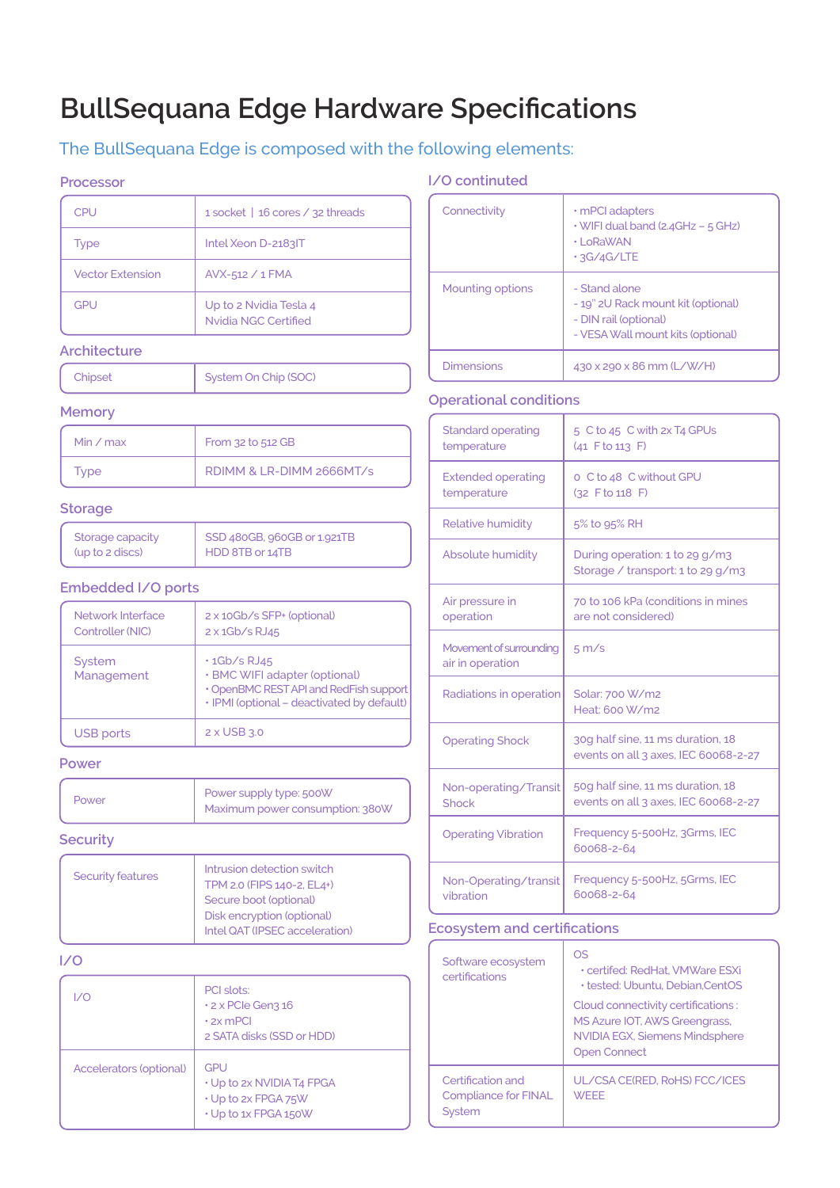# BullSequana Edge Hardware Specifications

## The BullSequana Edge is composed with the following elements:

### Processor

| | |
|---|---|
| CPU | 1 socket \| 16 cores / 32 threads |
| Type | Intel Xeon D-2183IT |
| Vector Extension | AVX-512 / 1 FMA |
| GPU | Up to 2 Nvidia Tesla 4<br>Nvidia NGC Certified |

### Architecture

| | |
|---|---|
| Chipset | System On Chip (SOC) |

### Memory

| | |
|---|---|
| Min / max | From 32 to 512 GB |
| Type | RDIMM & LR-DIMM 2666MT/s |

### Storage

| | |
|---|---|
| Storage capacity (up to 2 discs) | SSD 480GB, 960GB or 1.921TB<br>HDD 8TB or 14TB |

### Embedded I/O ports

| | |
|---|---|
| Network Interface Controller (NIC) | 2 x 10Gb/s SFP+ (optional)<br>2 x 1Gb/s RJ45 |
| System Management | • 1Gb/s RJ45<br>• BMC WIFI adapter (optional)<br>• OpenBMC REST API and RedFish support<br>• IPMI (optional – deactivated by default) |
| USB ports | 2 x USB 3.0 |

### Power

| | |
|---|---|
| Power | Power supply type: 500W<br>Maximum power consumption: 380W |

### Security

| | |
|---|---|
| Security features | Intrusion detection switch<br>TPM 2.0 (FIPS 140-2, EL4+)<br>Secure boot (optional)<br>Disk encryption (optional)<br>Intel QAT (IPSEC acceleration) |

### I/O

| | |
|---|---|
| I/O | PCI slots:<br>• 2 x PCIe Gen3 16<br>• 2x mPCI<br>2 SATA disks (SSD or HDD) |
| Accelerators (optional) | GPU<br>• Up to 2x NVIDIA T4 FPGA<br>• Up to 2x FPGA 75W<br>• Up to 1x FPGA 150W |

### I/O continuted

| | |
|---|---|
| Connectivity | • mPCI adapters<br>• WIFI dual band (2.4GHz – 5 GHz)<br>• LoRaWAN<br>• 3G/4G/LTE |
| Mounting options | - Stand alone<br>- 19'' 2U Rack mount kit (optional)<br>- DIN rail (optional)<br>- VESA Wall mount kits (optional) |
| Dimensions | 430 x 290 x 86 mm (L/W/H) |

### Operational conditions

| | |
|---|---|
| Standard operating temperature | 5 C to 45 C with 2x T4 GPUs<br>(41 F to 113 F) |
| Extended operating temperature | 0 C to 48 C without GPU<br>(32 F to 118 F) |
| Relative humidity | 5% to 95% RH |
| Absolute humidity | During operation: 1 to 29 g/m3<br>Storage / transport: 1 to 29 g/m3 |
| Air pressure in operation | 70 to 106 kPa (conditions in mines are not considered) |
| Movement of surrounding air in operation | 5 m/s |
| Radiations in operation | Solar: 700 W/m2<br>Heat: 600 W/m2 |
| Operating Shock | 30g half sine, 11 ms duration, 18 events on all 3 axes, IEC 60068-2-27 |
| Non-operating/Transit Shock | 50g half sine, 11 ms duration, 18 events on all 3 axes, IEC 60068-2-27 |
| Operating Vibration | Frequency 5-500Hz, 3Grms, IEC 60068-2-64 |
| Non-Operating/transit vibration | Frequency 5-500Hz, 5Grms, IEC 60068-2-64 |

### Ecosystem and certifications

| | |
|---|---|
| Software ecosystem certifications | OS<br>• certifed: RedHat, VMWare ESXi<br>• tested: Ubuntu, Debian,CentOS<br>Cloud connectivity certifications :<br>MS Azure IOT, AWS Greengrass, NVIDIA EGX, Siemens Mindsphere Open Connect |
| Certification and Compliance for FINAL System | UL/CSA CE(RED, RoHS) FCC/ICES<br>WEEE |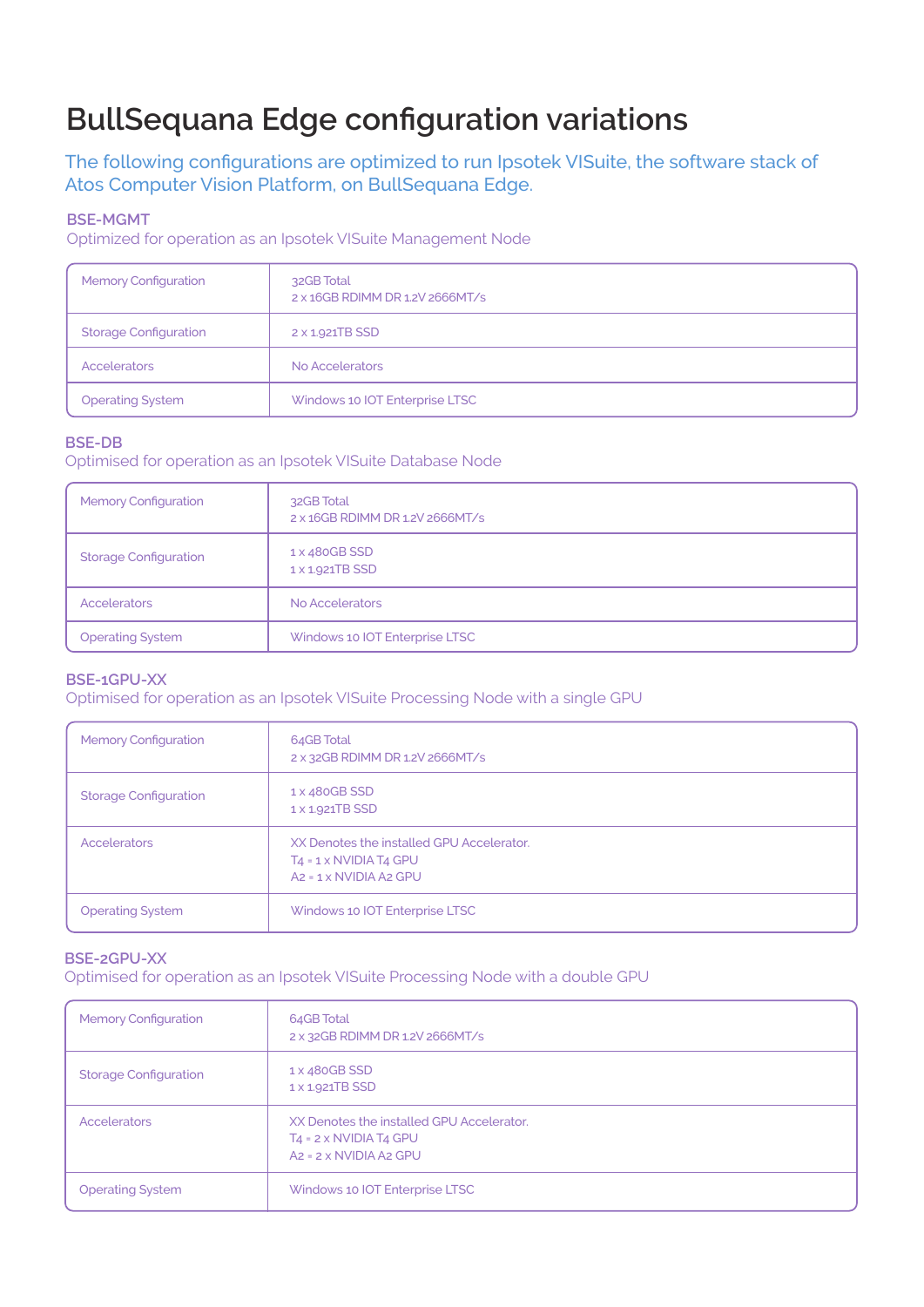# BullSequana Edge configuration variations

The following configurations are optimized to run Ipsotek VISuite, the software stack of Atos Computer Vision Platform, on BullSequana Edge.

### BSE-MGMT

Optimized for operation as an Ipsotek VISuite Management Node

| | |
|---|---|
| Memory Configuration | 32GB Total<br>2 x 16GB RDIMM DR 1.2V 2666MT/s |
| Storage Configuration | 2 x 1.921TB SSD |
| Accelerators | No Accelerators |
| Operating System | Windows 10 IOT Enterprise LTSC |

### BSE-DB

Optimised for operation as an Ipsotek VISuite Database Node

| | |
|---|---|
| Memory Configuration | 32GB Total<br>2 x 16GB RDIMM DR 1.2V 2666MT/s |
| Storage Configuration | 1 x 480GB SSD<br>1 x 1.921TB SSD |
| Accelerators | No Accelerators |
| Operating System | Windows 10 IOT Enterprise LTSC |

### BSE-1GPU-XX

Optimised for operation as an Ipsotek VISuite Processing Node with a single GPU

| | |
|---|---|
| Memory Configuration | 64GB Total<br>2 x 32GB RDIMM DR 1.2V 2666MT/s |
| Storage Configuration | 1 x 480GB SSD<br>1 x 1.921TB SSD |
| Accelerators | XX Denotes the installed GPU Accelerator.<br>T4 = 1 x NVIDIA T4 GPU<br>A2 = 1 x NVIDIA A2 GPU |
| Operating System | Windows 10 IOT Enterprise LTSC |

### BSE-2GPU-XX

Optimised for operation as an Ipsotek VISuite Processing Node with a double GPU

| | |
|---|---|
| Memory Configuration | 64GB Total<br>2 x 32GB RDIMM DR 1.2V 2666MT/s |
| Storage Configuration | 1 x 480GB SSD<br>1 x 1.921TB SSD |
| Accelerators | XX Denotes the installed GPU Accelerator.<br>T4 = 2 x NVIDIA T4 GPU<br>A2 = 2 x NVIDIA A2 GPU |
| Operating System | Windows 10 IOT Enterprise LTSC |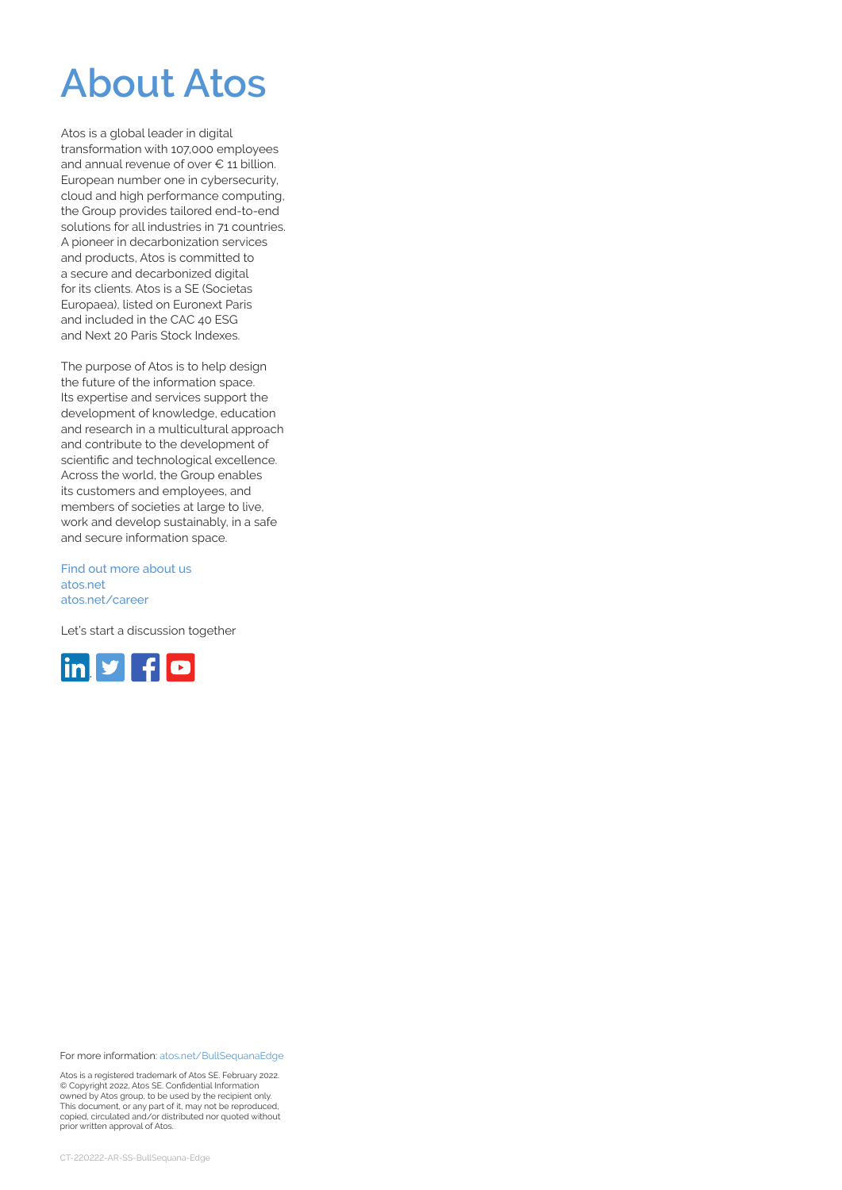# About Atos

Atos is a global leader in digital transformation with 107,000 employees and annual revenue of over € 11 billion. European number one in cybersecurity, cloud and high performance computing, the Group provides tailored end-to-end solutions for all industries in 71 countries. A pioneer in decarbonization services and products, Atos is committed to a secure and decarbonized digital for its clients. Atos is a SE (Societas Europaea), listed on Euronext Paris and included in the CAC 40 ESG and Next 20 Paris Stock Indexes.

The purpose of Atos is to help design the future of the information space. Its expertise and services support the development of knowledge, education and research in a multicultural approach and contribute to the development of scientific and technological excellence. Across the world, the Group enables its customers and employees, and members of societies at large to live, work and develop sustainably, in a safe and secure information space.

Find out more about us
atos.net
atos.net/career

Let's start a discussion together

For more information: atos.net/BullSequanaEdge

Atos is a registered trademark of Atos SE. February 2022. © Copyright 2022, Atos SE. Confidential Information owned by Atos group, to be used by the recipient only. This document, or any part of it, may not be reproduced, copied, circulated and/or distributed nor quoted without prior written approval of Atos.

CT-220222-AR-SS-BullSequana-Edge